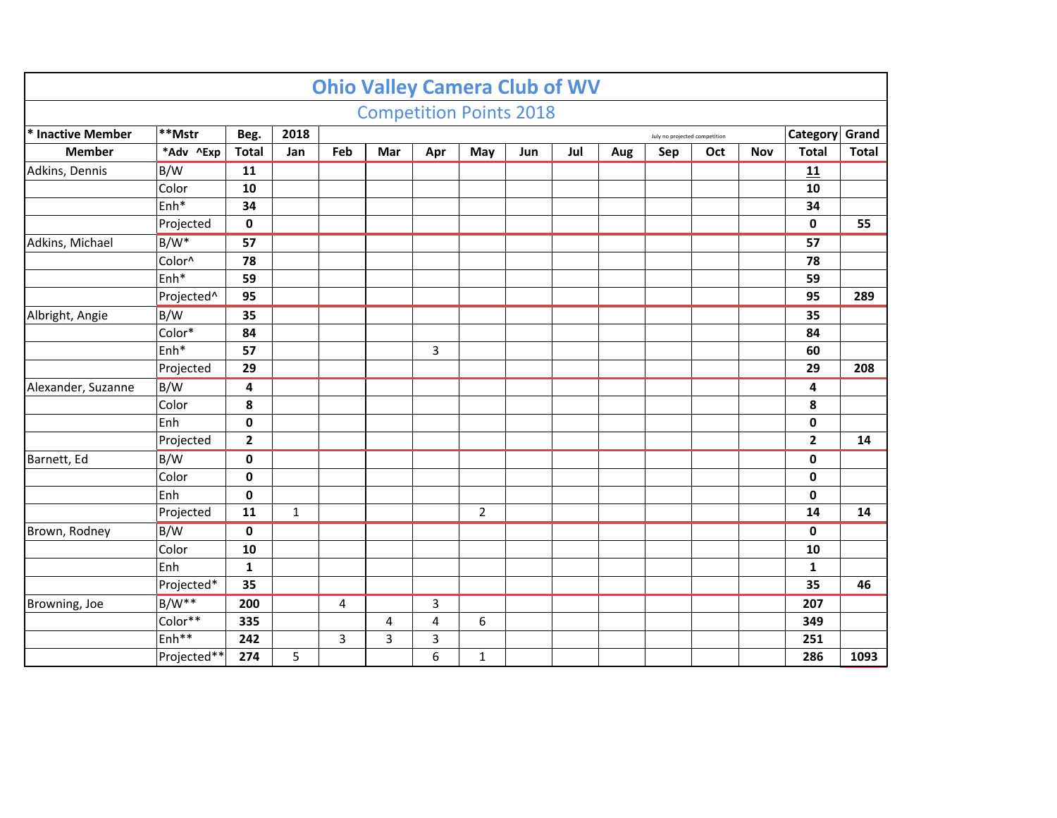# Ohio Valley Camera Club of WV

## Competition Points 2018

| * Inactive Member | **Mstr | Beg. | 2018 | | | | | | | | July no projected competition | | | Category | Grand |
|---|---|---|---|---|---|---|---|---|---|---|---|---|---|---|---|
| Member | *Adv ^Exp | Total | Jan | Feb | Mar | Apr | May | Jun | Jul | Aug | Sep | Oct | Nov | Total | Total |
| Adkins, Dennis | B/W | 11 | | | | | | | | | | | | 11 | |
| | Color | 10 | | | | | | | | | | | | 10 | |
| | Enh* | 34 | | | | | | | | | | | | 34 | |
| | Projected | 0 | | | | | | | | | | | | 0 | 55 |
| Adkins, Michael | B/W* | 57 | | | | | | | | | | | | 57 | |
| | Color^ | 78 | | | | | | | | | | | | 78 | |
| | Enh* | 59 | | | | | | | | | | | | 59 | |
| | Projected^ | 95 | | | | | | | | | | | | 95 | 289 |
| Albright, Angie | B/W | 35 | | | | | | | | | | | | 35 | |
| | Color* | 84 | | | | | | | | | | | | 84 | |
| | Enh* | 57 | | | | 3 | | | | | | | | 60 | |
| | Projected | 29 | | | | | | | | | | | | 29 | 208 |
| Alexander, Suzanne | B/W | 4 | | | | | | | | | | | | 4 | |
| | Color | 8 | | | | | | | | | | | | 8 | |
| | Enh | 0 | | | | | | | | | | | | 0 | |
| | Projected | 2 | | | | | | | | | | | | 2 | 14 |
| Barnett, Ed | B/W | 0 | | | | | | | | | | | | 0 | |
| | Color | 0 | | | | | | | | | | | | 0 | |
| | Enh | 0 | | | | | | | | | | | | 0 | |
| | Projected | 11 | 1 | | | | 2 | | | | | | | 14 | 14 |
| Brown, Rodney | B/W | 0 | | | | | | | | | | | | 0 | |
| | Color | 10 | | | | | | | | | | | | 10 | |
| | Enh | 1 | | | | | | | | | | | | 1 | |
| | Projected* | 35 | | | | | | | | | | | | 35 | 46 |
| Browning, Joe | B/W** | 200 | | 4 | | 3 | | | | | | | | 207 | |
| | Color** | 335 | | | 4 | 4 | 6 | | | | | | | 349 | |
| | Enh** | 242 | | 3 | 3 | 3 | | | | | | | | 251 | |
| | Projected** | 274 | 5 | | | 6 | 1 | | | | | | | 286 | 1093 |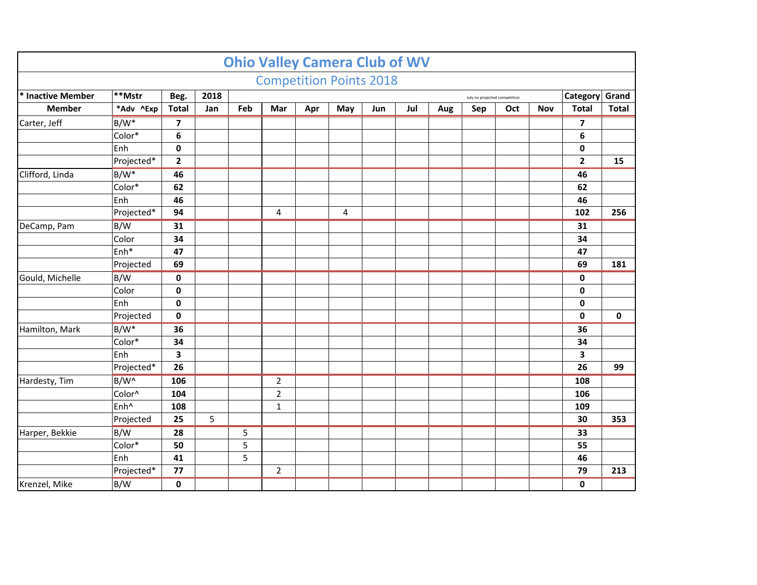# Ohio Valley Camera Club of WV

## Competition Points 2018

| * Inactive Member | **Mstr | Beg. | 2018 | | | | | | | July no projected competition | | | Category | Grand |
|---|---|---|---|---|---|---|---|---|---|---|---|---|---|---|
| **Member** | *Adv ^Exp | **Total** | **Jan** | **Feb** | **Mar** | **Apr** | **May** | **Jun** | **Jul** | **Aug** | **Sep** | **Oct** | **Nov** | **Total** | **Total** |
| Carter, Jeff | B/W* | **7** | | | | | | | | | | | | **7** | |
| | Color* | **6** | | | | | | | | | | | | **6** | |
| | Enh | **0** | | | | | | | | | | | | **0** | |
| | Projected* | **2** | | | | | | | | | | | | **2** | **15** |
| Clifford, Linda | B/W* | **46** | | | | | | | | | | | | **46** | |
| | Color* | **62** | | | | | | | | | | | | **62** | |
| | Enh | **46** | | | | | | | | | | | | **46** | |
| | Projected* | **94** | | | 4 | | 4 | | | | | | | **102** | **256** |
| DeCamp, Pam | B/W | **31** | | | | | | | | | | | | **31** | |
| | Color | **34** | | | | | | | | | | | | **34** | |
| | Enh* | **47** | | | | | | | | | | | | **47** | |
| | Projected | **69** | | | | | | | | | | | | **69** | **181** |
| Gould, Michelle | B/W | **0** | | | | | | | | | | | | **0** | |
| | Color | **0** | | | | | | | | | | | | **0** | |
| | Enh | **0** | | | | | | | | | | | | **0** | |
| | Projected | **0** | | | | | | | | | | | | **0** | **0** |
| Hamilton, Mark | B/W* | **36** | | | | | | | | | | | | **36** | |
| | Color* | **34** | | | | | | | | | | | | **34** | |
| | Enh | **3** | | | | | | | | | | | | **3** | |
| | Projected* | **26** | | | | | | | | | | | | **26** | **99** |
| Hardesty, Tim | B/W^ | **106** | | | 2 | | | | | | | | | **108** | |
| | Color^ | **104** | | | 2 | | | | | | | | | **106** | |
| | Enh^ | **108** | | | 1 | | | | | | | | | **109** | |
| | Projected | **25** | 5 | | | | | | | | | | | **30** | **353** |
| Harper, Bekkie | B/W | **28** | | 5 | | | | | | | | | | **33** | |
| | Color* | **50** | | 5 | | | | | | | | | | **55** | |
| | Enh | **41** | | 5 | | | | | | | | | | **46** | |
| | Projected* | **77** | | | 2 | | | | | | | | | **79** | **213** |
| Krenzel, Mike | B/W | **0** | | | | | | | | | | | | **0** | |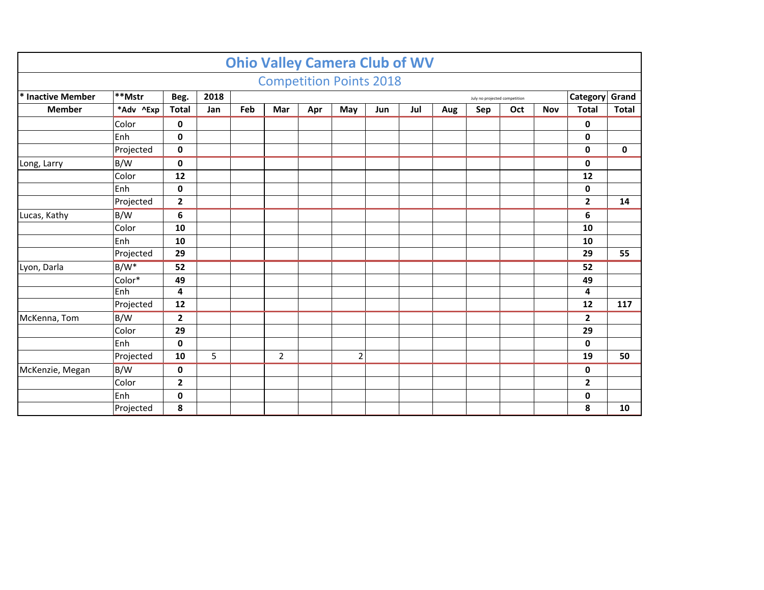# Ohio Valley Camera Club of WV

## Competition Points 2018

| * Inactive Member | **Mstr | Beg. | 2018 | | | | | | | July no projected competition | | | Category | Grand |
|---|---|---|---|---|---|---|---|---|---|---|---|---|---|---|
| **Member** | ***Adv ^Exp** | **Total** | **Jan** | **Feb** | **Mar** | **Apr** | **May** | **Jun** | **Jul** | **Aug** | **Sep** | **Oct** | **Nov** | **Total** | **Total** |
| | Color | **0** | | | | | | | | | | | | **0** | |
| | Enh | **0** | | | | | | | | | | | | **0** | |
| | Projected | **0** | | | | | | | | | | | | **0** | **0** |
| Long, Larry | B/W | **0** | | | | | | | | | | | | **0** | |
| | Color | **12** | | | | | | | | | | | | **12** | |
| | Enh | **0** | | | | | | | | | | | | **0** | |
| | Projected | **2** | | | | | | | | | | | | **2** | **14** |
| Lucas, Kathy | B/W | **6** | | | | | | | | | | | | **6** | |
| | Color | **10** | | | | | | | | | | | | **10** | |
| | Enh | **10** | | | | | | | | | | | | **10** | |
| | Projected | **29** | | | | | | | | | | | | **29** | **55** |
| Lyon, Darla | B/W* | **52** | | | | | | | | | | | | **52** | |
| | Color* | **49** | | | | | | | | | | | | **49** | |
| | Enh | **4** | | | | | | | | | | | | **4** | |
| | Projected | **12** | | | | | | | | | | | | **12** | **117** |
| McKenna, Tom | B/W | **2** | | | | | | | | | | | | **2** | |
| | Color | **29** | | | | | | | | | | | | **29** | |
| | Enh | **0** | | | | | | | | | | | | **0** | |
| | Projected | **10** | 5 | | 2 | | 2 | | | | | | | **19** | **50** |
| McKenzie, Megan | B/W | **0** | | | | | | | | | | | | **0** | |
| | Color | **2** | | | | | | | | | | | | **2** | |
| | Enh | **0** | | | | | | | | | | | | **0** | |
| | Projected | **8** | | | | | | | | | | | | **8** | **10** |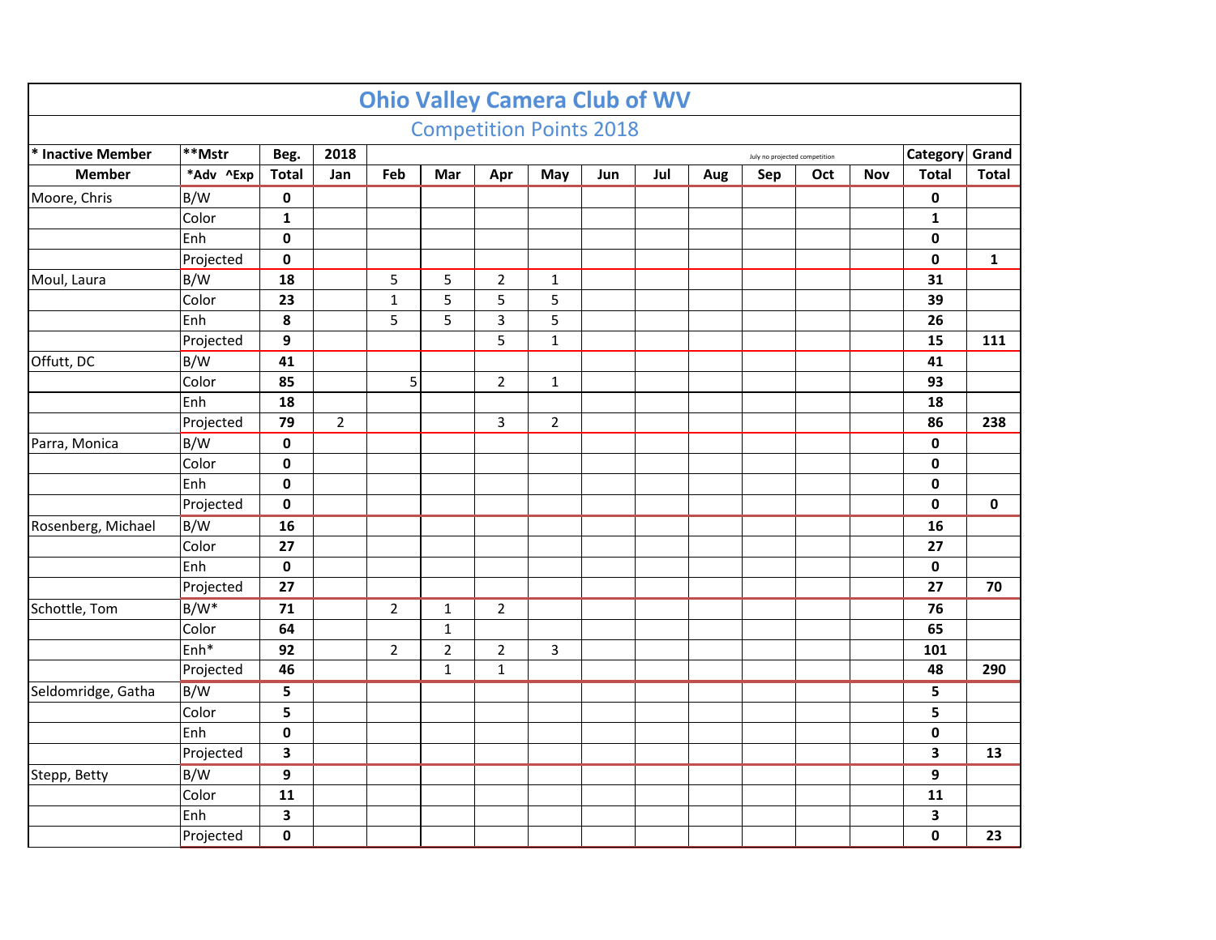# Ohio Valley Camera Club of WV

## Competition Points 2018

| * Inactive Member | **Mstr | Beg. | 2018 | | | | | | | July no projected competition | | | Category | Grand |
|---|---|---|---|---|---|---|---|---|---|---|---|---|---|---|
| Member | *Adv ^Exp | Total | Jan | Feb | Mar | Apr | May | Jun | Jul | Aug | Sep | Oct | Nov | Total | Total |
| Moore, Chris | B/W | **0** | | | | | | | | | | | | **0** | |
| | Color | **1** | | | | | | | | | | | | **1** | |
| | Enh | **0** | | | | | | | | | | | | **0** | |
| | Projected | **0** | | | | | | | | | | | | **0** | **1** |
| Moul, Laura | B/W | **18** | | 5 | 5 | 2 | 1 | | | | | | | **31** | |
| | Color | **23** | | 1 | 5 | 5 | 5 | | | | | | | **39** | |
| | Enh | **8** | | 5 | 5 | 3 | 5 | | | | | | | **26** | |
| | Projected | **9** | | | | 5 | 1 | | | | | | | **15** | **111** |
| Offutt, DC | B/W | **41** | | | | | | | | | | | | **41** | |
| | Color | **85** | | 5 | | 2 | 1 | | | | | | | **93** | |
| | Enh | **18** | | | | | | | | | | | | **18** | |
| | Projected | **79** | 2 | | | 3 | 2 | | | | | | | **86** | **238** |
| Parra, Monica | B/W | **0** | | | | | | | | | | | | **0** | |
| | Color | **0** | | | | | | | | | | | | **0** | |
| | Enh | **0** | | | | | | | | | | | | **0** | |
| | Projected | **0** | | | | | | | | | | | | **0** | **0** |
| Rosenberg, Michael | B/W | **16** | | | | | | | | | | | | **16** | |
| | Color | **27** | | | | | | | | | | | | **27** | |
| | Enh | **0** | | | | | | | | | | | | **0** | |
| | Projected | **27** | | | | | | | | | | | | **27** | **70** |
| Schottle, Tom | B/W* | **71** | | 2 | 1 | 2 | | | | | | | | **76** | |
| | Color | **64** | | | 1 | | | | | | | | | **65** | |
| | Enh* | **92** | | 2 | 2 | 2 | 3 | | | | | | | **101** | |
| | Projected | **46** | | | 1 | 1 | | | | | | | | **48** | **290** |
| Seldomridge, Gatha | B/W | **5** | | | | | | | | | | | | **5** | |
| | Color | **5** | | | | | | | | | | | | **5** | |
| | Enh | **0** | | | | | | | | | | | | **0** | |
| | Projected | **3** | | | | | | | | | | | | **3** | **13** |
| Stepp, Betty | B/W | **9** | | | | | | | | | | | | **9** | |
| | Color | **11** | | | | | | | | | | | | **11** | |
| | Enh | **3** | | | | | | | | | | | | **3** | |
| | Projected | **0** | | | | | | | | | | | | **0** | **23** |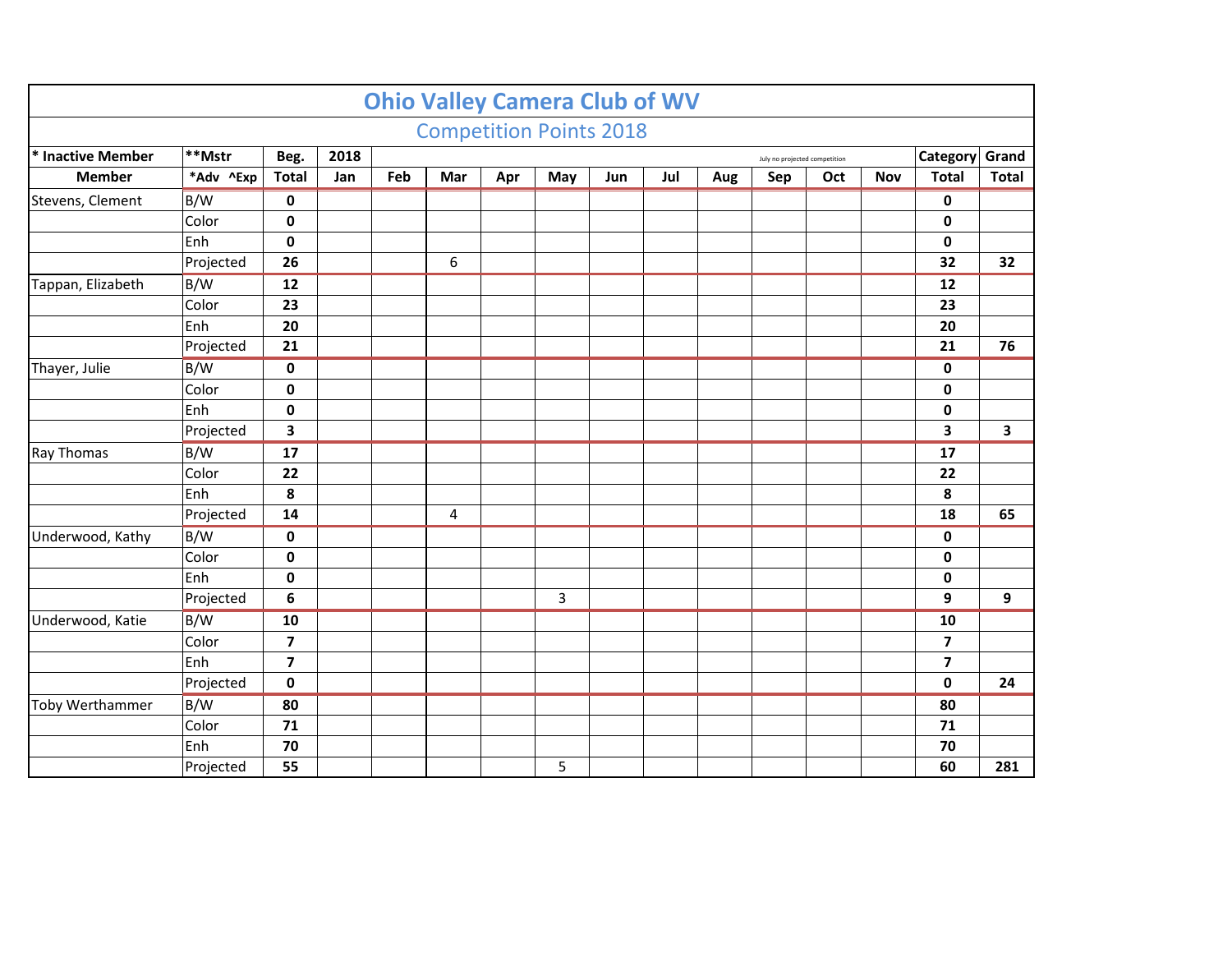# Ohio Valley Camera Club of WV

## Competition Points 2018

| * Inactive Member | **Mstr | Beg. | 2018 | | | | | | | July no projected competition | | | Category | Grand |
|---|---|---|---|---|---|---|---|---|---|---|---|---|---|---|
| **Member** | *Adv ^Exp | **Total** | **Jan** | **Feb** | **Mar** | **Apr** | **May** | **Jun** | **Jul** | **Aug** | **Sep** | **Oct** | **Nov** | **Total** | **Total** |
| Stevens, Clement | B/W | **0** | | | | | | | | | | | | **0** | |
| | Color | **0** | | | | | | | | | | | | **0** | |
| | Enh | **0** | | | | | | | | | | | | **0** | |
| | Projected | **26** | | | 6 | | | | | | | | | **32** | **32** |
| Tappan, Elizabeth | B/W | **12** | | | | | | | | | | | | **12** | |
| | Color | **23** | | | | | | | | | | | | **23** | |
| | Enh | **20** | | | | | | | | | | | | **20** | |
| | Projected | **21** | | | | | | | | | | | | **21** | **76** |
| Thayer, Julie | B/W | **0** | | | | | | | | | | | | **0** | |
| | Color | **0** | | | | | | | | | | | | **0** | |
| | Enh | **0** | | | | | | | | | | | | **0** | |
| | Projected | **3** | | | | | | | | | | | | **3** | **3** |
| Ray Thomas | B/W | **17** | | | | | | | | | | | | **17** | |
| | Color | **22** | | | | | | | | | | | | **22** | |
| | Enh | **8** | | | | | | | | | | | | **8** | |
| | Projected | **14** | | | 4 | | | | | | | | | **18** | **65** |
| Underwood, Kathy | B/W | **0** | | | | | | | | | | | | **0** | |
| | Color | **0** | | | | | | | | | | | | **0** | |
| | Enh | **0** | | | | | | | | | | | | **0** | |
| | Projected | **6** | | | | | 3 | | | | | | | **9** | **9** |
| Underwood, Katie | B/W | **10** | | | | | | | | | | | | **10** | |
| | Color | **7** | | | | | | | | | | | | **7** | |
| | Enh | **7** | | | | | | | | | | | | **7** | |
| | Projected | **0** | | | | | | | | | | | | **0** | **24** |
| Toby Werthammer | B/W | **80** | | | | | | | | | | | | **80** | |
| | Color | **71** | | | | | | | | | | | | **71** | |
| | Enh | **70** | | | | | | | | | | | | **70** | |
| | Projected | **55** | | | | | 5 | | | | | | | **60** | **281** |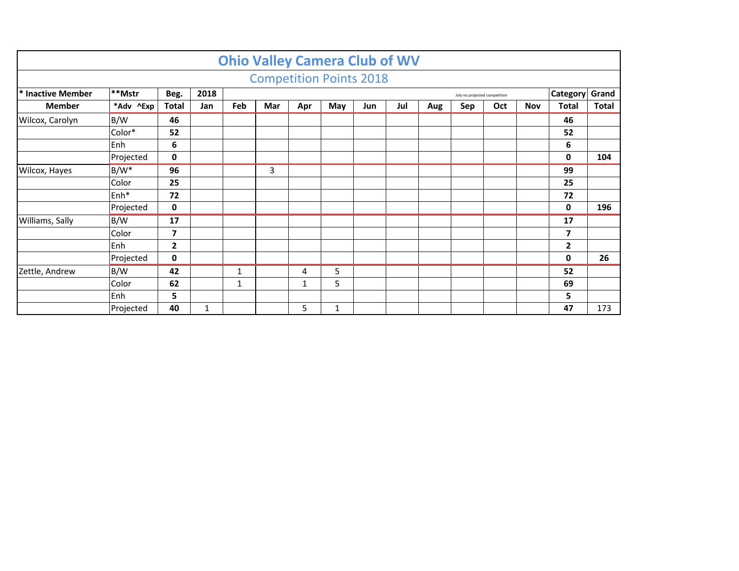# Ohio Valley Camera Club of WV

## Competition Points 2018

| * Inactive Member | **Mstr | Beg. | 2018 | | | | | | | July no projected competition | | | Category | Grand |
|---|---|---|---|---|---|---|---|---|---|---|---|---|---|---|
| **Member** | *Adv ^Exp | **Total** | **Jan** | **Feb** | **Mar** | **Apr** | **May** | **Jun** | **Jul** | **Aug** | **Sep** | **Oct** | **Nov** | **Total** |
| Wilcox, Carolyn | B/W | **46** | | | | | | | | | | | | **46** | |
| | Color* | **52** | | | | | | | | | | | | **52** | |
| | Enh | **6** | | | | | | | | | | | | **6** | |
| | Projected | **0** | | | | | | | | | | | | **0** | **104** |
| Wilcox, Hayes | B/W* | **96** | | | 3 | | | | | | | | | **99** | |
| | Color | **25** | | | | | | | | | | | | **25** | |
| | Enh* | **72** | | | | | | | | | | | | **72** | |
| | Projected | **0** | | | | | | | | | | | | **0** | **196** |
| Williams, Sally | B/W | **17** | | | | | | | | | | | | **17** | |
| | Color | **7** | | | | | | | | | | | | **7** | |
| | Enh | **2** | | | | | | | | | | | | **2** | |
| | Projected | **0** | | | | | | | | | | | | **0** | **26** |
| Zettle, Andrew | B/W | **42** | | 1 | | 4 | 5 | | | | | | | **52** | |
| | Color | **62** | | 1 | | 1 | 5 | | | | | | | **69** | |
| | Enh | **5** | | | | | | | | | | | | **5** | |
| | Projected | **40** | 1 | | | 5 | 1 | | | | | | | **47** | 173 |